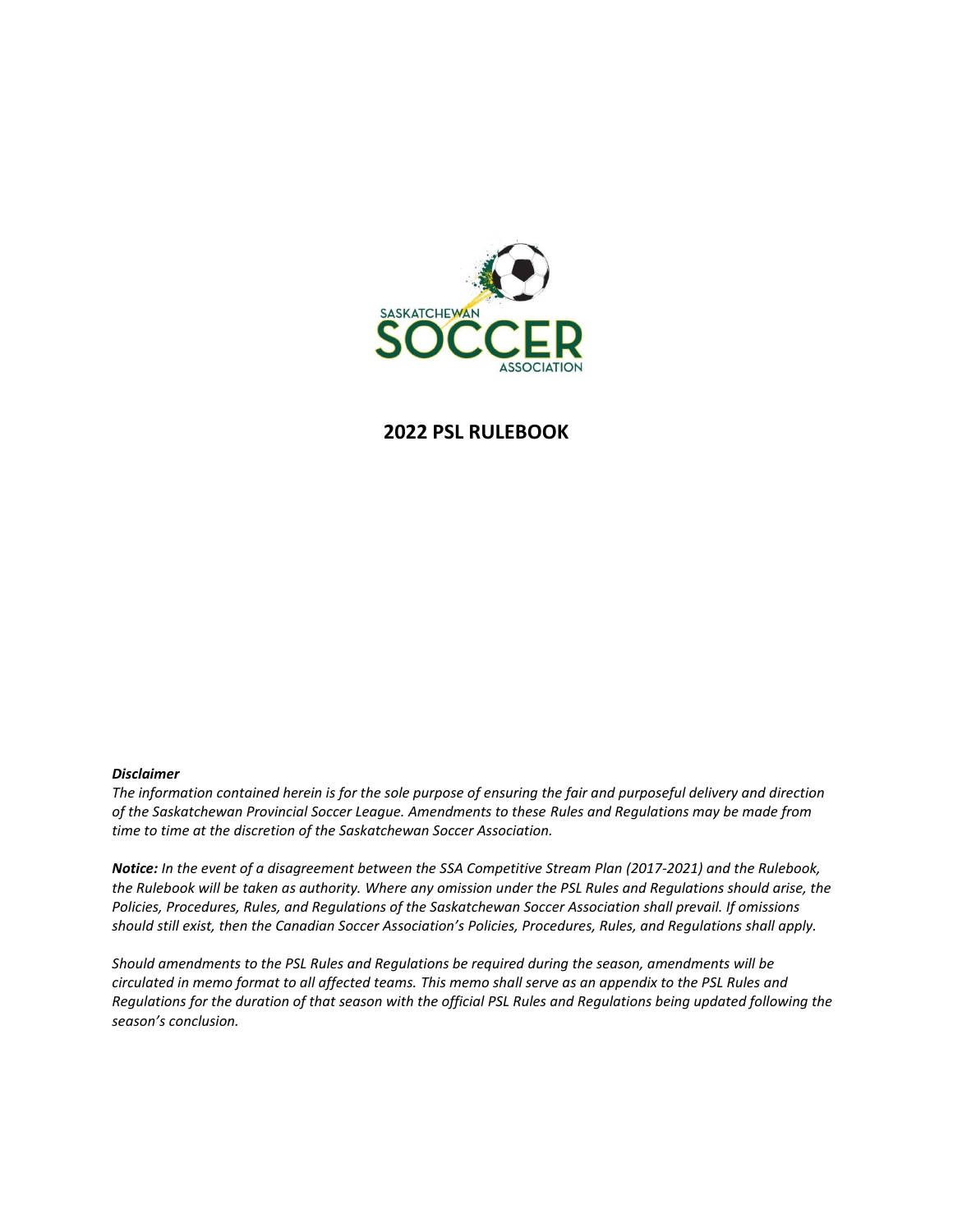# 2022 PSL RULEBOOK

***Disclaimer***
*The information contained herein is for the sole purpose of ensuring the fair and purposeful delivery and direction of the Saskatchewan Provincial Soccer League. Amendments to these Rules and Regulations may be made from time to time at the discretion of the Saskatchewan Soccer Association.*

***Notice:*** *In the event of a disagreement between the SSA Competitive Stream Plan (2017-2021) and the Rulebook, the Rulebook will be taken as authority. Where any omission under the PSL Rules and Regulations should arise, the Policies, Procedures, Rules, and Regulations of the Saskatchewan Soccer Association shall prevail. If omissions should still exist, then the Canadian Soccer Association's Policies, Procedures, Rules, and Regulations shall apply.*

*Should amendments to the PSL Rules and Regulations be required during the season, amendments will be circulated in memo format to all affected teams. This memo shall serve as an appendix to the PSL Rules and Regulations for the duration of that season with the official PSL Rules and Regulations being updated following the season's conclusion.*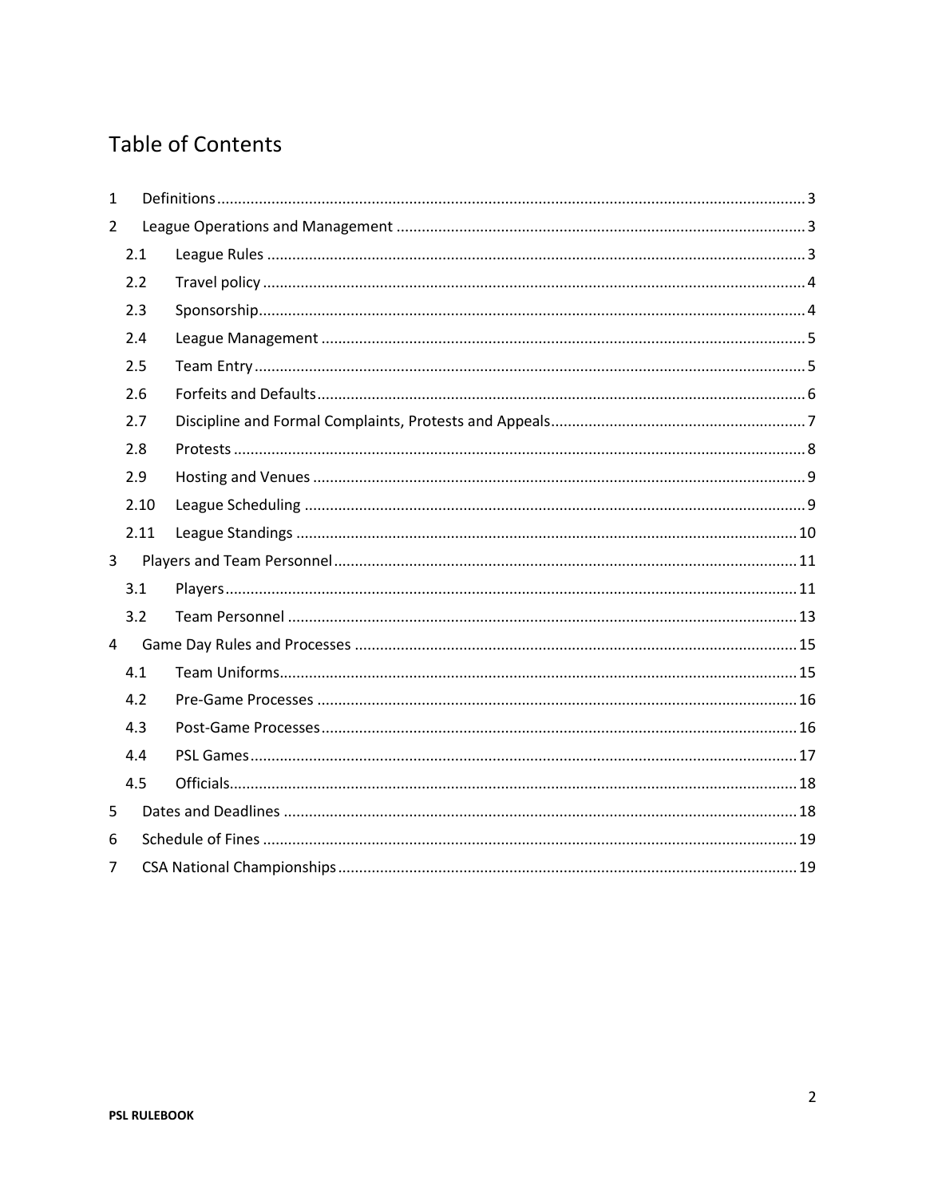# Table of Contents

- 1 Definitions ..... 3
- 2 League Operations and Management ..... 3
  - 2.1 League Rules ..... 3
  - 2.2 Travel policy ..... 4
  - 2.3 Sponsorship ..... 4
  - 2.4 League Management ..... 5
  - 2.5 Team Entry ..... 5
  - 2.6 Forfeits and Defaults ..... 6
  - 2.7 Discipline and Formal Complaints, Protests and Appeals ..... 7
  - 2.8 Protests ..... 8
  - 2.9 Hosting and Venues ..... 9
  - 2.10 League Scheduling ..... 9
  - 2.11 League Standings ..... 10
- 3 Players and Team Personnel ..... 11
  - 3.1 Players ..... 11
  - 3.2 Team Personnel ..... 13
- 4 Game Day Rules and Processes ..... 15
  - 4.1 Team Uniforms ..... 15
  - 4.2 Pre-Game Processes ..... 16
  - 4.3 Post-Game Processes ..... 16
  - 4.4 PSL Games ..... 17
  - 4.5 Officials ..... 18
- 5 Dates and Deadlines ..... 18
- 6 Schedule of Fines ..... 19
- 7 CSA National Championships ..... 19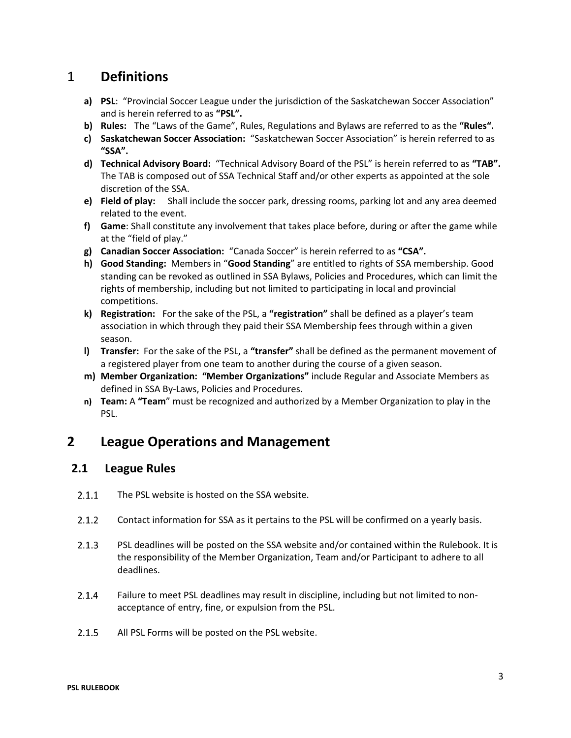# 1 Definitions

**a) PSL**: "Provincial Soccer League under the jurisdiction of the Saskatchewan Soccer Association" and is herein referred to as **"PSL".**

**b) Rules:** The "Laws of the Game", Rules, Regulations and Bylaws are referred to as the **"Rules".**

**c) Saskatchewan Soccer Association:** "Saskatchewan Soccer Association" is herein referred to as **"SSA".**

**d) Technical Advisory Board:** "Technical Advisory Board of the PSL" is herein referred to as **"TAB".** The TAB is composed out of SSA Technical Staff and/or other experts as appointed at the sole discretion of the SSA.

**e) Field of play:** Shall include the soccer park, dressing rooms, parking lot and any area deemed related to the event.

**f) Game**: Shall constitute any involvement that takes place before, during or after the game while at the "field of play."

**g) Canadian Soccer Association:** "Canada Soccer" is herein referred to as **"CSA".**

**h) Good Standing:** Members in "**Good Standing**" are entitled to rights of SSA membership. Good standing can be revoked as outlined in SSA Bylaws, Policies and Procedures, which can limit the rights of membership, including but not limited to participating in local and provincial competitions.

**k) Registration:** For the sake of the PSL, a **"registration"** shall be defined as a player's team association in which through they paid their SSA Membership fees through within a given season.

**l) Transfer:** For the sake of the PSL, a **"transfer"** shall be defined as the permanent movement of a registered player from one team to another during the course of a given season.

**m) Member Organization: "Member Organizations"** include Regular and Associate Members as defined in SSA By-Laws, Policies and Procedures.

**n) Team:** A **"Team"** must be recognized and authorized by a Member Organization to play in the PSL.

# 2 League Operations and Management

## 2.1 League Rules

2.1.1 The PSL website is hosted on the SSA website.

2.1.2 Contact information for SSA as it pertains to the PSL will be confirmed on a yearly basis.

2.1.3 PSL deadlines will be posted on the SSA website and/or contained within the Rulebook. It is the responsibility of the Member Organization, Team and/or Participant to adhere to all deadlines.

2.1.4 Failure to meet PSL deadlines may result in discipline, including but not limited to non-acceptance of entry, fine, or expulsion from the PSL.

2.1.5 All PSL Forms will be posted on the PSL website.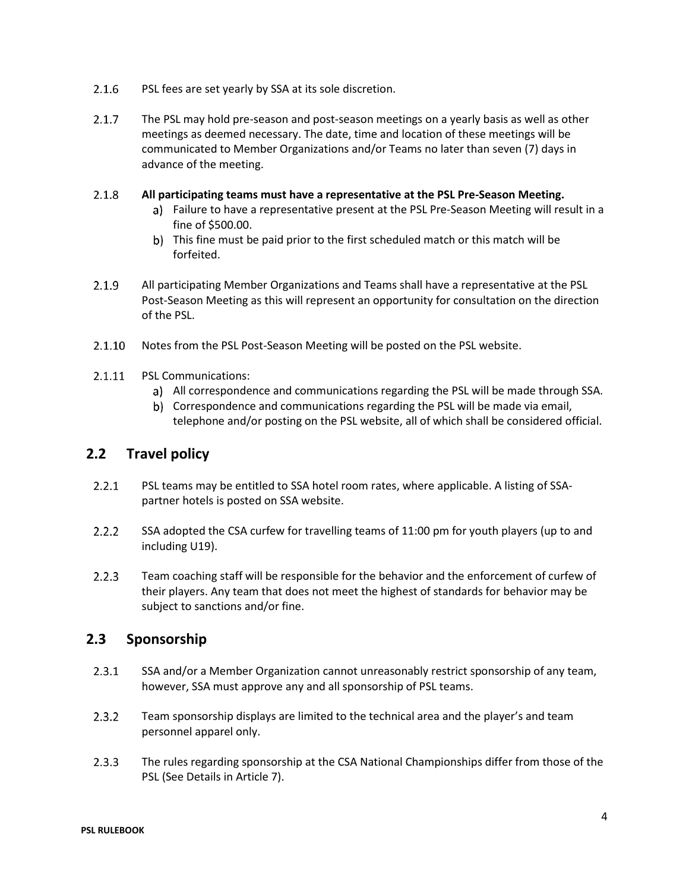2.1.6 PSL fees are set yearly by SSA at its sole discretion.

2.1.7 The PSL may hold pre-season and post-season meetings on a yearly basis as well as other meetings as deemed necessary. The date, time and location of these meetings will be communicated to Member Organizations and/or Teams no later than seven (7) days in advance of the meeting.

2.1.8 **All participating teams must have a representative at the PSL Pre-Season Meeting.**

a) Failure to have a representative present at the PSL Pre-Season Meeting will result in a fine of $500.00.

b) This fine must be paid prior to the first scheduled match or this match will be forfeited.

2.1.9 All participating Member Organizations and Teams shall have a representative at the PSL Post-Season Meeting as this will represent an opportunity for consultation on the direction of the PSL.

2.1.10 Notes from the PSL Post-Season Meeting will be posted on the PSL website.

2.1.11 PSL Communications:

a) All correspondence and communications regarding the PSL will be made through SSA.

b) Correspondence and communications regarding the PSL will be made via email, telephone and/or posting on the PSL website, all of which shall be considered official.

## 2.2 Travel policy

2.2.1 PSL teams may be entitled to SSA hotel room rates, where applicable. A listing of SSA-partner hotels is posted on SSA website.

2.2.2 SSA adopted the CSA curfew for travelling teams of 11:00 pm for youth players (up to and including U19).

2.2.3 Team coaching staff will be responsible for the behavior and the enforcement of curfew of their players. Any team that does not meet the highest of standards for behavior may be subject to sanctions and/or fine.

## 2.3 Sponsorship

2.3.1 SSA and/or a Member Organization cannot unreasonably restrict sponsorship of any team, however, SSA must approve any and all sponsorship of PSL teams.

2.3.2 Team sponsorship displays are limited to the technical area and the player's and team personnel apparel only.

2.3.3 The rules regarding sponsorship at the CSA National Championships differ from those of the PSL (See Details in Article 7).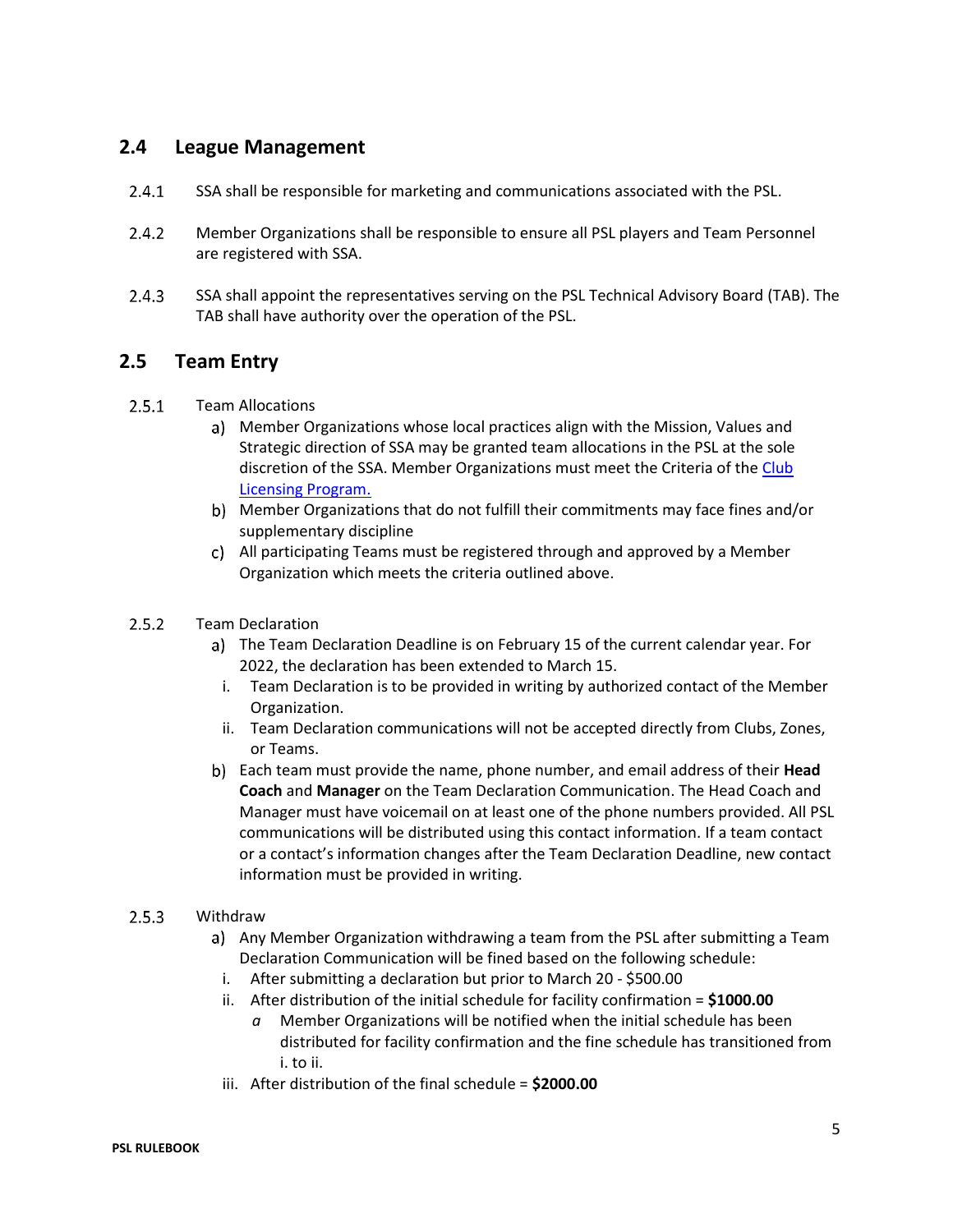## 2.4 League Management

2.4.1 SSA shall be responsible for marketing and communications associated with the PSL.

2.4.2 Member Organizations shall be responsible to ensure all PSL players and Team Personnel are registered with SSA.

2.4.3 SSA shall appoint the representatives serving on the PSL Technical Advisory Board (TAB). The TAB shall have authority over the operation of the PSL.

## 2.5 Team Entry

2.5.1 Team Allocations

a) Member Organizations whose local practices align with the Mission, Values and Strategic direction of SSA may be granted team allocations in the PSL at the sole discretion of the SSA. Member Organizations must meet the Criteria of the [Club Licensing Program.]()

b) Member Organizations that do not fulfill their commitments may face fines and/or supplementary discipline

c) All participating Teams must be registered through and approved by a Member Organization which meets the criteria outlined above.

2.5.2 Team Declaration

a) The Team Declaration Deadline is on February 15 of the current calendar year. For 2022, the declaration has been extended to March 15.

   i. Team Declaration is to be provided in writing by authorized contact of the Member Organization.

   ii. Team Declaration communications will not be accepted directly from Clubs, Zones, or Teams.

b) Each team must provide the name, phone number, and email address of their **Head Coach** and **Manager** on the Team Declaration Communication. The Head Coach and Manager must have voicemail on at least one of the phone numbers provided. All PSL communications will be distributed using this contact information. If a team contact or a contact's information changes after the Team Declaration Deadline, new contact information must be provided in writing.

2.5.3 Withdraw

a) Any Member Organization withdrawing a team from the PSL after submitting a Team Declaration Communication will be fined based on the following schedule:

   i. After submitting a declaration but prior to March 20 - $500.00

   ii. After distribution of the initial schedule for facility confirmation = **$1000.00**

      *a* Member Organizations will be notified when the initial schedule has been distributed for facility confirmation and the fine schedule has transitioned from i. to ii.

   iii. After distribution of the final schedule = **$2000.00**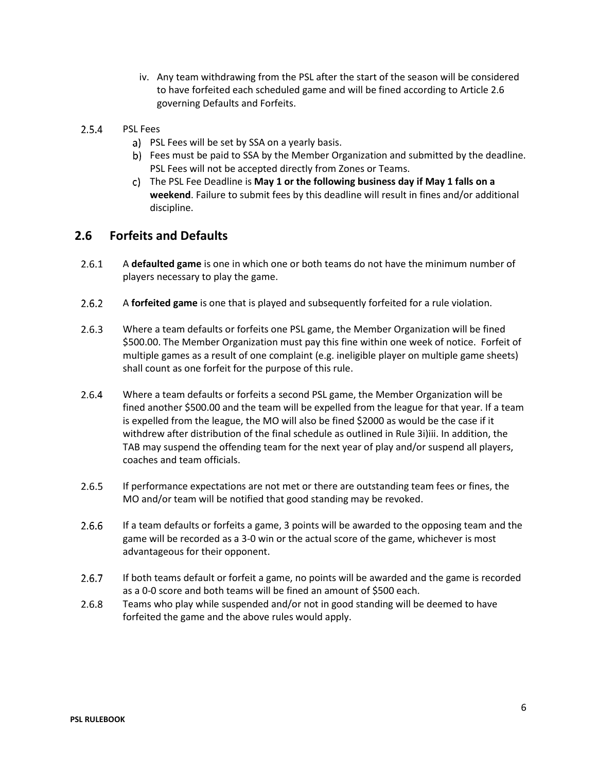iv. Any team withdrawing from the PSL after the start of the season will be considered to have forfeited each scheduled game and will be fined according to Article 2.6 governing Defaults and Forfeits.

2.5.4 PSL Fees

a) PSL Fees will be set by SSA on a yearly basis.
b) Fees must be paid to SSA by the Member Organization and submitted by the deadline. PSL Fees will not be accepted directly from Zones or Teams.
c) The PSL Fee Deadline is **May 1 or the following business day if May 1 falls on a weekend**. Failure to submit fees by this deadline will result in fines and/or additional discipline.

## 2.6 Forfeits and Defaults

2.6.1 A **defaulted game** is one in which one or both teams do not have the minimum number of players necessary to play the game.

2.6.2 A **forfeited game** is one that is played and subsequently forfeited for a rule violation.

2.6.3 Where a team defaults or forfeits one PSL game, the Member Organization will be fined $500.00. The Member Organization must pay this fine within one week of notice. Forfeit of multiple games as a result of one complaint (e.g. ineligible player on multiple game sheets) shall count as one forfeit for the purpose of this rule.

2.6.4 Where a team defaults or forfeits a second PSL game, the Member Organization will be fined another $500.00 and the team will be expelled from the league for that year. If a team is expelled from the league, the MO will also be fined $2000 as would be the case if it withdrew after distribution of the final schedule as outlined in Rule 3i)iii. In addition, the TAB may suspend the offending team for the next year of play and/or suspend all players, coaches and team officials.

2.6.5 If performance expectations are not met or there are outstanding team fees or fines, the MO and/or team will be notified that good standing may be revoked.

2.6.6 If a team defaults or forfeits a game, 3 points will be awarded to the opposing team and the game will be recorded as a 3-0 win or the actual score of the game, whichever is most advantageous for their opponent.

2.6.7 If both teams default or forfeit a game, no points will be awarded and the game is recorded as a 0-0 score and both teams will be fined an amount of $500 each.

2.6.8 Teams who play while suspended and/or not in good standing will be deemed to have forfeited the game and the above rules would apply.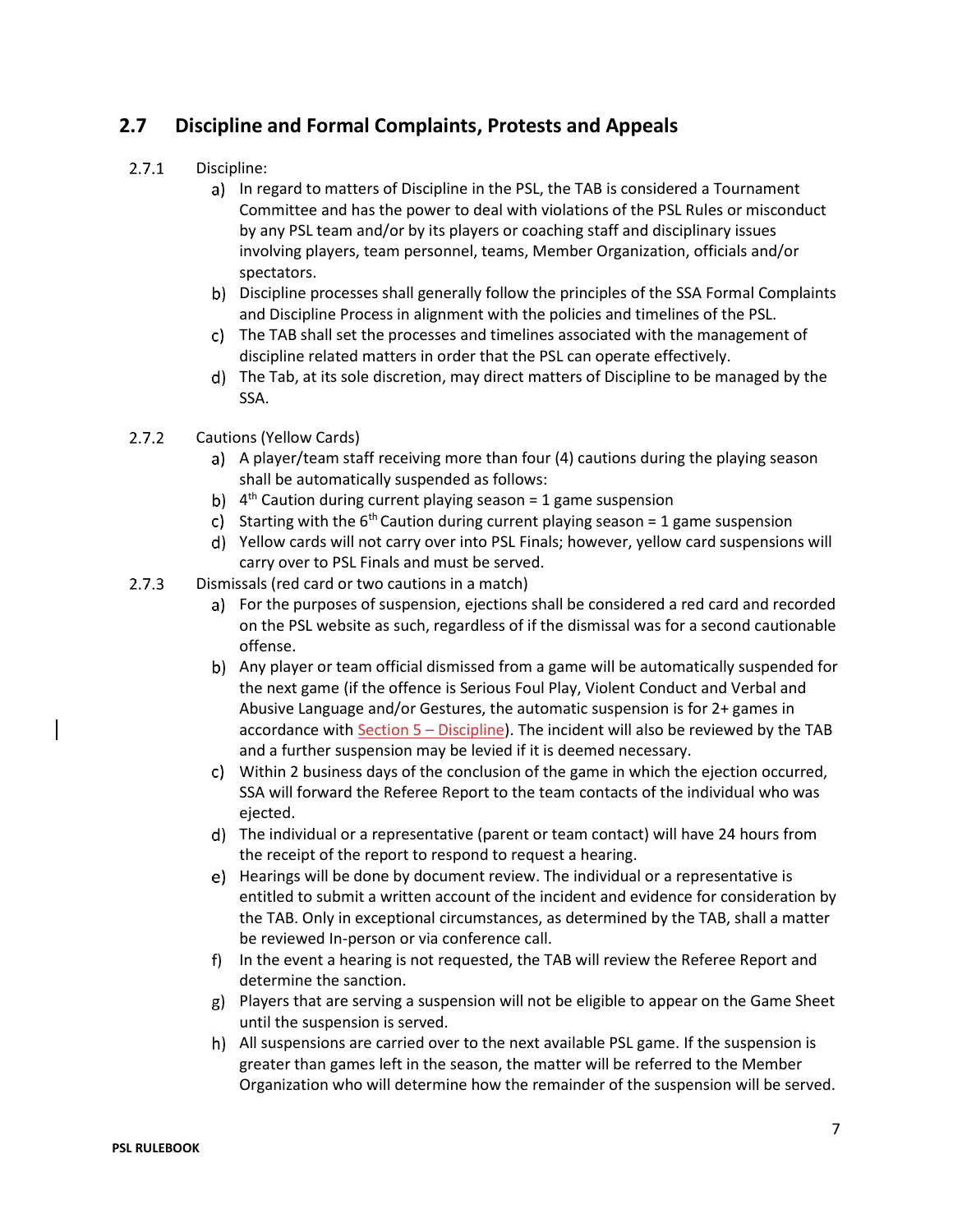## 2.7 Discipline and Formal Complaints, Protests and Appeals

2.7.1 Discipline:

a) In regard to matters of Discipline in the PSL, the TAB is considered a Tournament Committee and has the power to deal with violations of the PSL Rules or misconduct by any PSL team and/or by its players or coaching staff and disciplinary issues involving players, team personnel, teams, Member Organization, officials and/or spectators.

b) Discipline processes shall generally follow the principles of the SSA Formal Complaints and Discipline Process in alignment with the policies and timelines of the PSL.

c) The TAB shall set the processes and timelines associated with the management of discipline related matters in order that the PSL can operate effectively.

d) The Tab, at its sole discretion, may direct matters of Discipline to be managed by the SSA.

2.7.2 Cautions (Yellow Cards)

a) A player/team staff receiving more than four (4) cautions during the playing season shall be automatically suspended as follows:

b) 4th Caution during current playing season = 1 game suspension

c) Starting with the 6th Caution during current playing season = 1 game suspension

d) Yellow cards will not carry over into PSL Finals; however, yellow card suspensions will carry over to PSL Finals and must be served.

2.7.3 Dismissals (red card or two cautions in a match)

a) For the purposes of suspension, ejections shall be considered a red card and recorded on the PSL website as such, regardless of if the dismissal was for a second cautionable offense.

b) Any player or team official dismissed from a game will be automatically suspended for the next game (if the offence is Serious Foul Play, Violent Conduct and Verbal and Abusive Language and/or Gestures, the automatic suspension is for 2+ games in accordance with Section 5 – Discipline). The incident will also be reviewed by the TAB and a further suspension may be levied if it is deemed necessary.

c) Within 2 business days of the conclusion of the game in which the ejection occurred, SSA will forward the Referee Report to the team contacts of the individual who was ejected.

d) The individual or a representative (parent or team contact) will have 24 hours from the receipt of the report to respond to request a hearing.

e) Hearings will be done by document review. The individual or a representative is entitled to submit a written account of the incident and evidence for consideration by the TAB. Only in exceptional circumstances, as determined by the TAB, shall a matter be reviewed In-person or via conference call.

f) In the event a hearing is not requested, the TAB will review the Referee Report and determine the sanction.

g) Players that are serving a suspension will not be eligible to appear on the Game Sheet until the suspension is served.

h) All suspensions are carried over to the next available PSL game. If the suspension is greater than games left in the season, the matter will be referred to the Member Organization who will determine how the remainder of the suspension will be served.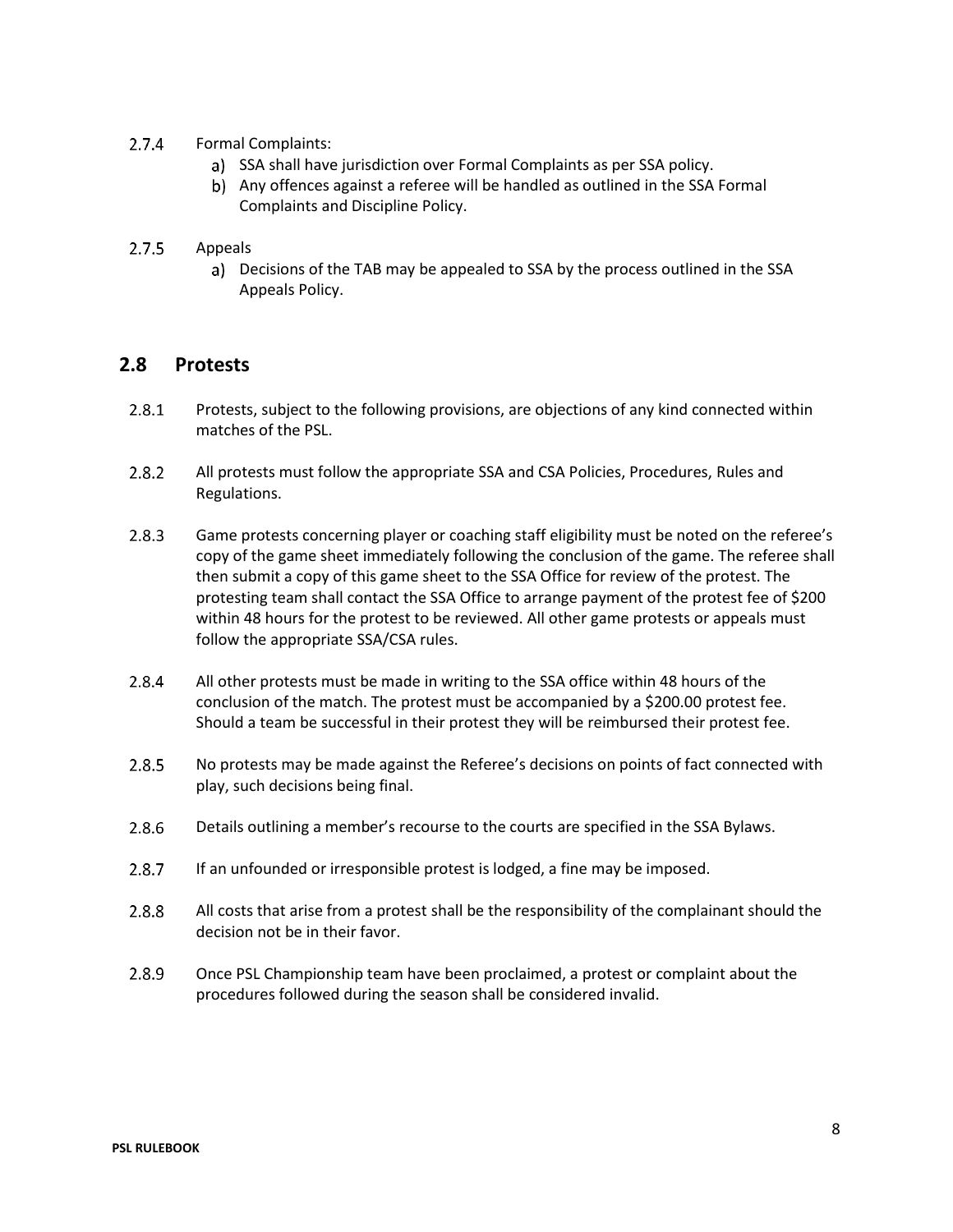2.7.4 Formal Complaints:

a) SSA shall have jurisdiction over Formal Complaints as per SSA policy.
b) Any offences against a referee will be handled as outlined in the SSA Formal Complaints and Discipline Policy.

2.7.5 Appeals

a) Decisions of the TAB may be appealed to SSA by the process outlined in the SSA Appeals Policy.

## 2.8 Protests

2.8.1 Protests, subject to the following provisions, are objections of any kind connected within matches of the PSL.

2.8.2 All protests must follow the appropriate SSA and CSA Policies, Procedures, Rules and Regulations.

2.8.3 Game protests concerning player or coaching staff eligibility must be noted on the referee's copy of the game sheet immediately following the conclusion of the game. The referee shall then submit a copy of this game sheet to the SSA Office for review of the protest. The protesting team shall contact the SSA Office to arrange payment of the protest fee of $200 within 48 hours for the protest to be reviewed. All other game protests or appeals must follow the appropriate SSA/CSA rules.

2.8.4 All other protests must be made in writing to the SSA office within 48 hours of the conclusion of the match. The protest must be accompanied by a $200.00 protest fee. Should a team be successful in their protest they will be reimbursed their protest fee.

2.8.5 No protests may be made against the Referee's decisions on points of fact connected with play, such decisions being final.

2.8.6 Details outlining a member's recourse to the courts are specified in the SSA Bylaws.

2.8.7 If an unfounded or irresponsible protest is lodged, a fine may be imposed.

2.8.8 All costs that arise from a protest shall be the responsibility of the complainant should the decision not be in their favor.

2.8.9 Once PSL Championship team have been proclaimed, a protest or complaint about the procedures followed during the season shall be considered invalid.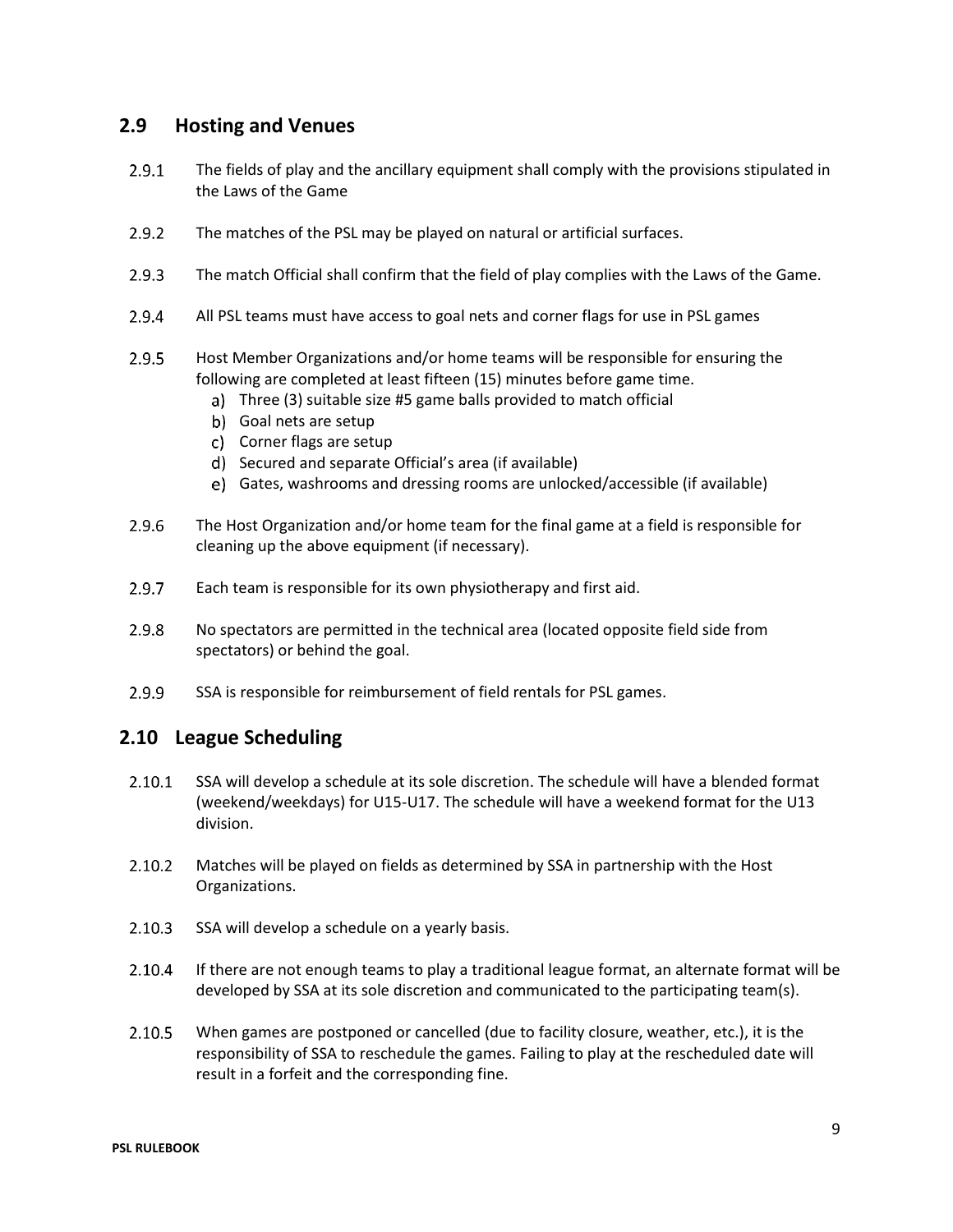## 2.9 Hosting and Venues

2.9.1 The fields of play and the ancillary equipment shall comply with the provisions stipulated in the Laws of the Game

2.9.2 The matches of the PSL may be played on natural or artificial surfaces.

2.9.3 The match Official shall confirm that the field of play complies with the Laws of the Game.

2.9.4 All PSL teams must have access to goal nets and corner flags for use in PSL games

2.9.5 Host Member Organizations and/or home teams will be responsible for ensuring the following are completed at least fifteen (15) minutes before game time.

a) Three (3) suitable size #5 game balls provided to match official
b) Goal nets are setup
c) Corner flags are setup
d) Secured and separate Official's area (if available)
e) Gates, washrooms and dressing rooms are unlocked/accessible (if available)

2.9.6 The Host Organization and/or home team for the final game at a field is responsible for cleaning up the above equipment (if necessary).

2.9.7 Each team is responsible for its own physiotherapy and first aid.

2.9.8 No spectators are permitted in the technical area (located opposite field side from spectators) or behind the goal.

2.9.9 SSA is responsible for reimbursement of field rentals for PSL games.

## 2.10 League Scheduling

2.10.1 SSA will develop a schedule at its sole discretion. The schedule will have a blended format (weekend/weekdays) for U15-U17. The schedule will have a weekend format for the U13 division.

2.10.2 Matches will be played on fields as determined by SSA in partnership with the Host Organizations.

2.10.3 SSA will develop a schedule on a yearly basis.

2.10.4 If there are not enough teams to play a traditional league format, an alternate format will be developed by SSA at its sole discretion and communicated to the participating team(s).

2.10.5 When games are postponed or cancelled (due to facility closure, weather, etc.), it is the responsibility of SSA to reschedule the games. Failing to play at the rescheduled date will result in a forfeit and the corresponding fine.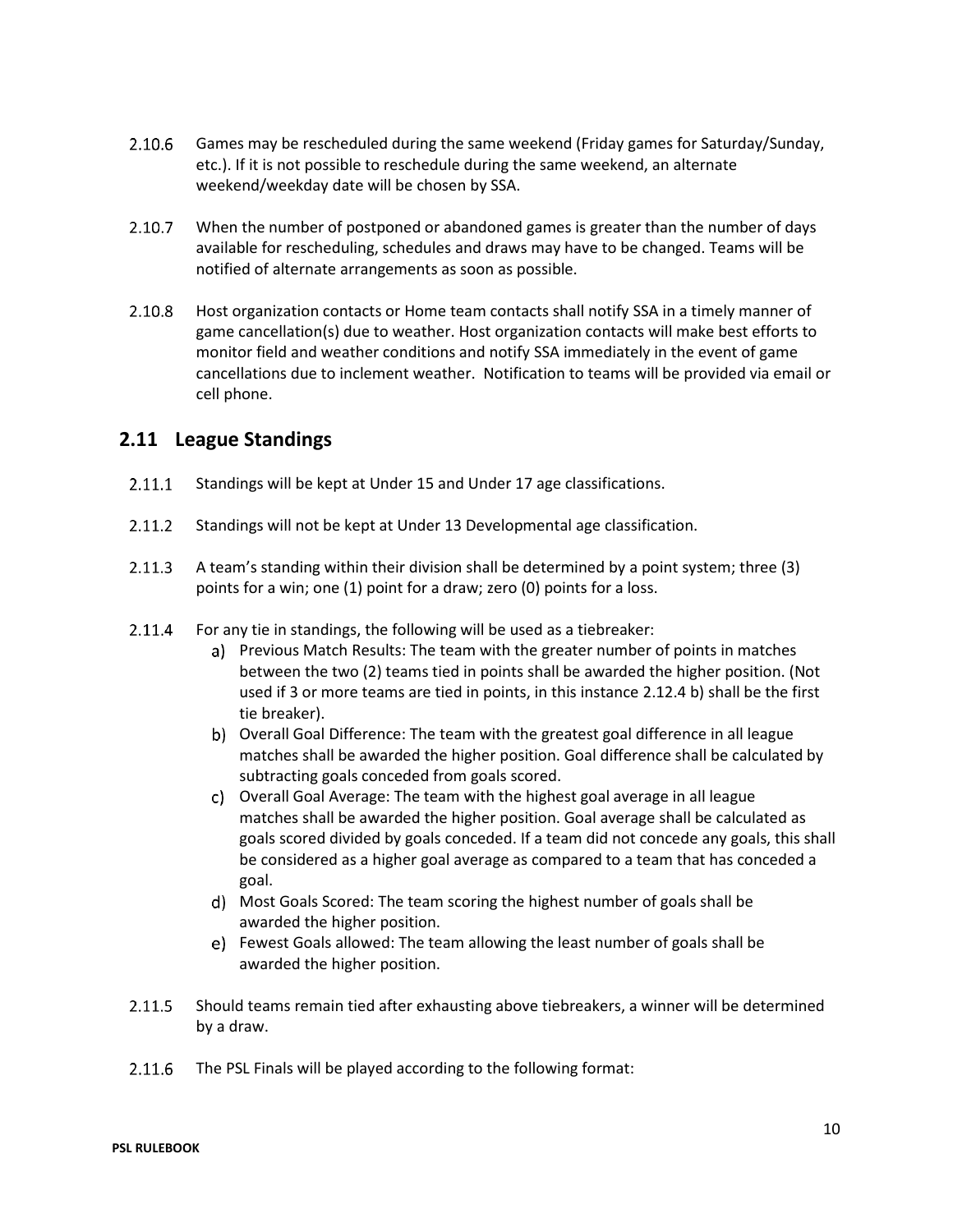2.10.6 Games may be rescheduled during the same weekend (Friday games for Saturday/Sunday, etc.). If it is not possible to reschedule during the same weekend, an alternate weekend/weekday date will be chosen by SSA.

2.10.7 When the number of postponed or abandoned games is greater than the number of days available for rescheduling, schedules and draws may have to be changed. Teams will be notified of alternate arrangements as soon as possible.

2.10.8 Host organization contacts or Home team contacts shall notify SSA in a timely manner of game cancellation(s) due to weather. Host organization contacts will make best efforts to monitor field and weather conditions and notify SSA immediately in the event of game cancellations due to inclement weather. Notification to teams will be provided via email or cell phone.

## 2.11 League Standings

2.11.1 Standings will be kept at Under 15 and Under 17 age classifications.

2.11.2 Standings will not be kept at Under 13 Developmental age classification.

2.11.3 A team's standing within their division shall be determined by a point system; three (3) points for a win; one (1) point for a draw; zero (0) points for a loss.

2.11.4 For any tie in standings, the following will be used as a tiebreaker:

a) Previous Match Results: The team with the greater number of points in matches between the two (2) teams tied in points shall be awarded the higher position. (Not used if 3 or more teams are tied in points, in this instance 2.12.4 b) shall be the first tie breaker).

b) Overall Goal Difference: The team with the greatest goal difference in all league matches shall be awarded the higher position. Goal difference shall be calculated by subtracting goals conceded from goals scored.

c) Overall Goal Average: The team with the highest goal average in all league matches shall be awarded the higher position. Goal average shall be calculated as goals scored divided by goals conceded. If a team did not concede any goals, this shall be considered as a higher goal average as compared to a team that has conceded a goal.

d) Most Goals Scored: The team scoring the highest number of goals shall be awarded the higher position.

e) Fewest Goals allowed: The team allowing the least number of goals shall be awarded the higher position.

2.11.5 Should teams remain tied after exhausting above tiebreakers, a winner will be determined by a draw.

2.11.6 The PSL Finals will be played according to the following format: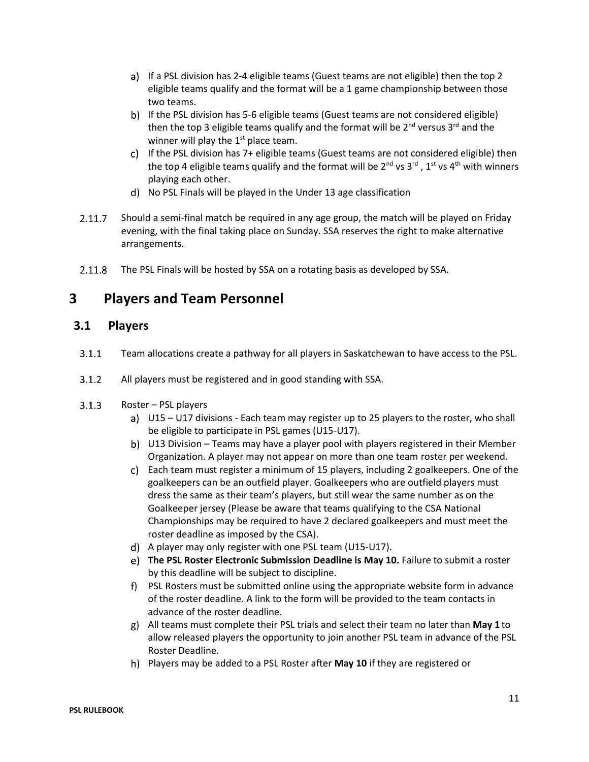a) If a PSL division has 2-4 eligible teams (Guest teams are not eligible) then the top 2 eligible teams qualify and the format will be a 1 game championship between those two teams.
b) If the PSL division has 5-6 eligible teams (Guest teams are not considered eligible) then the top 3 eligible teams qualify and the format will be 2nd versus 3rd and the winner will play the 1st place team.
c) If the PSL division has 7+ eligible teams (Guest teams are not considered eligible) then the top 4 eligible teams qualify and the format will be 2nd vs 3rd, 1st vs 4th with winners playing each other.
d) No PSL Finals will be played in the Under 13 age classification

2.11.7 Should a semi-final match be required in any age group, the match will be played on Friday evening, with the final taking place on Sunday. SSA reserves the right to make alternative arrangements.

2.11.8 The PSL Finals will be hosted by SSA on a rotating basis as developed by SSA.

# 3 Players and Team Personnel

## 3.1 Players

3.1.1 Team allocations create a pathway for all players in Saskatchewan to have access to the PSL.

3.1.2 All players must be registered and in good standing with SSA.

3.1.3 Roster – PSL players

a) U15 – U17 divisions - Each team may register up to 25 players to the roster, who shall be eligible to participate in PSL games (U15-U17).
b) U13 Division – Teams may have a player pool with players registered in their Member Organization. A player may not appear on more than one team roster per weekend.
c) Each team must register a minimum of 15 players, including 2 goalkeepers. One of the goalkeepers can be an outfield player. Goalkeepers who are outfield players must dress the same as their team's players, but still wear the same number as on the Goalkeeper jersey (Please be aware that teams qualifying to the CSA National Championships may be required to have 2 declared goalkeepers and must meet the roster deadline as imposed by the CSA).
d) A player may only register with one PSL team (U15-U17).
e) **The PSL Roster Electronic Submission Deadline is May 10.** Failure to submit a roster by this deadline will be subject to discipline.
f) PSL Rosters must be submitted online using the appropriate website form in advance of the roster deadline. A link to the form will be provided to the team contacts in advance of the roster deadline.
g) All teams must complete their PSL trials and select their team no later than **May 1** to allow released players the opportunity to join another PSL team in advance of the PSL Roster Deadline.
h) Players may be added to a PSL Roster after **May 10** if they are registered or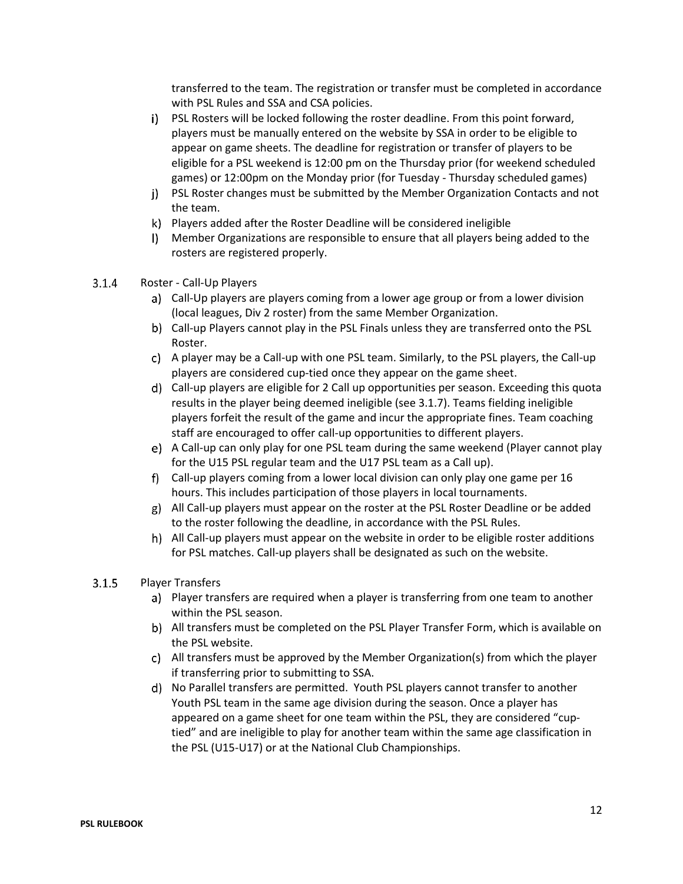transferred to the team. The registration or transfer must be completed in accordance with PSL Rules and SSA and CSA policies.

i) PSL Rosters will be locked following the roster deadline. From this point forward, players must be manually entered on the website by SSA in order to be eligible to appear on game sheets. The deadline for registration or transfer of players to be eligible for a PSL weekend is 12:00 pm on the Thursday prior (for weekend scheduled games) or 12:00pm on the Monday prior (for Tuesday - Thursday scheduled games)
j) PSL Roster changes must be submitted by the Member Organization Contacts and not the team.
k) Players added after the Roster Deadline will be considered ineligible
l) Member Organizations are responsible to ensure that all players being added to the rosters are registered properly.

### 3.1.4 Roster - Call-Up Players

a) Call-Up players are players coming from a lower age group or from a lower division (local leagues, Div 2 roster) from the same Member Organization.
b) Call-up Players cannot play in the PSL Finals unless they are transferred onto the PSL Roster.
c) A player may be a Call-up with one PSL team. Similarly, to the PSL players, the Call-up players are considered cup-tied once they appear on the game sheet.
d) Call-up players are eligible for 2 Call up opportunities per season. Exceeding this quota results in the player being deemed ineligible (see 3.1.7). Teams fielding ineligible players forfeit the result of the game and incur the appropriate fines. Team coaching staff are encouraged to offer call-up opportunities to different players.
e) A Call-up can only play for one PSL team during the same weekend (Player cannot play for the U15 PSL regular team and the U17 PSL team as a Call up).
f) Call-up players coming from a lower local division can only play one game per 16 hours. This includes participation of those players in local tournaments.
g) All Call-up players must appear on the roster at the PSL Roster Deadline or be added to the roster following the deadline, in accordance with the PSL Rules.
h) All Call-up players must appear on the website in order to be eligible roster additions for PSL matches. Call-up players shall be designated as such on the website.

### 3.1.5 Player Transfers

a) Player transfers are required when a player is transferring from one team to another within the PSL season.
b) All transfers must be completed on the PSL Player Transfer Form, which is available on the PSL website.
c) All transfers must be approved by the Member Organization(s) from which the player if transferring prior to submitting to SSA.
d) No Parallel transfers are permitted. Youth PSL players cannot transfer to another Youth PSL team in the same age division during the season. Once a player has appeared on a game sheet for one team within the PSL, they are considered "cup-tied" and are ineligible to play for another team within the same age classification in the PSL (U15-U17) or at the National Club Championships.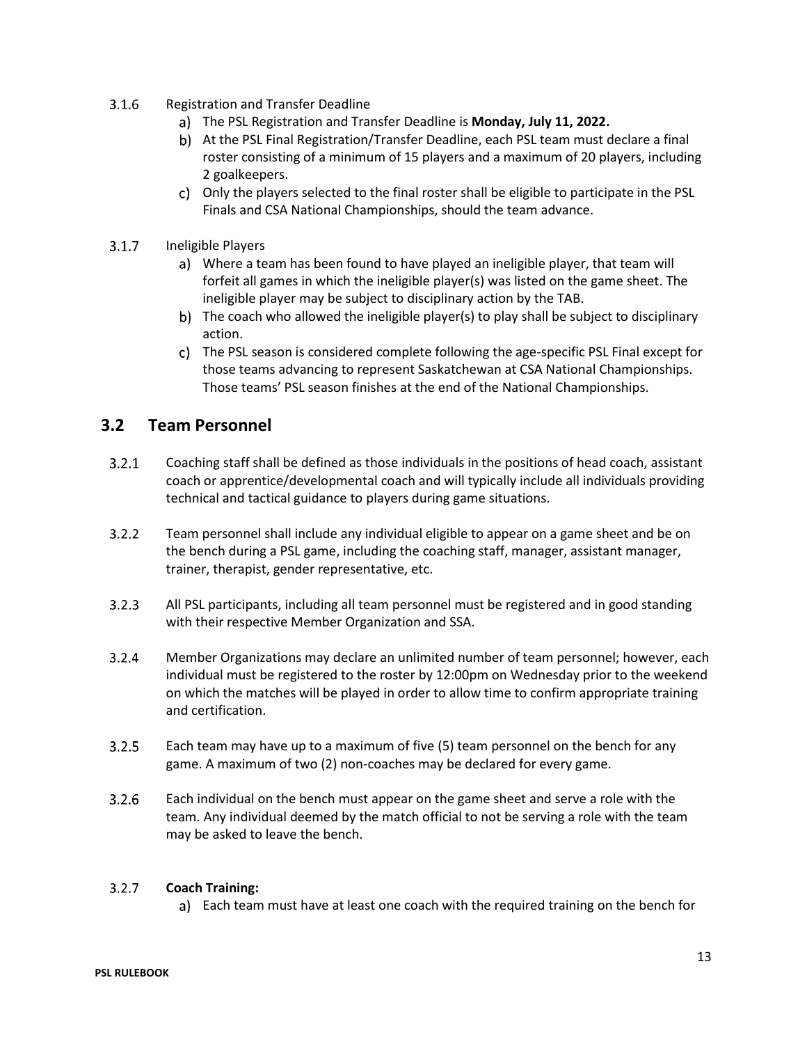3.1.6 Registration and Transfer Deadline

a) The PSL Registration and Transfer Deadline is **Monday, July 11, 2022.**

b) At the PSL Final Registration/Transfer Deadline, each PSL team must declare a final roster consisting of a minimum of 15 players and a maximum of 20 players, including 2 goalkeepers.

c) Only the players selected to the final roster shall be eligible to participate in the PSL Finals and CSA National Championships, should the team advance.

3.1.7 Ineligible Players

a) Where a team has been found to have played an ineligible player, that team will forfeit all games in which the ineligible player(s) was listed on the game sheet. The ineligible player may be subject to disciplinary action by the TAB.

b) The coach who allowed the ineligible player(s) to play shall be subject to disciplinary action.

c) The PSL season is considered complete following the age-specific PSL Final except for those teams advancing to represent Saskatchewan at CSA National Championships. Those teams' PSL season finishes at the end of the National Championships.

## 3.2 Team Personnel

3.2.1 Coaching staff shall be defined as those individuals in the positions of head coach, assistant coach or apprentice/developmental coach and will typically include all individuals providing technical and tactical guidance to players during game situations.

3.2.2 Team personnel shall include any individual eligible to appear on a game sheet and be on the bench during a PSL game, including the coaching staff, manager, assistant manager, trainer, therapist, gender representative, etc.

3.2.3 All PSL participants, including all team personnel must be registered and in good standing with their respective Member Organization and SSA.

3.2.4 Member Organizations may declare an unlimited number of team personnel; however, each individual must be registered to the roster by 12:00pm on Wednesday prior to the weekend on which the matches will be played in order to allow time to confirm appropriate training and certification.

3.2.5 Each team may have up to a maximum of five (5) team personnel on the bench for any game. A maximum of two (2) non-coaches may be declared for every game.

3.2.6 Each individual on the bench must appear on the game sheet and serve a role with the team. Any individual deemed by the match official to not be serving a role with the team may be asked to leave the bench.

3.2.7 **Coach Training:**

a) Each team must have at least one coach with the required training on the bench for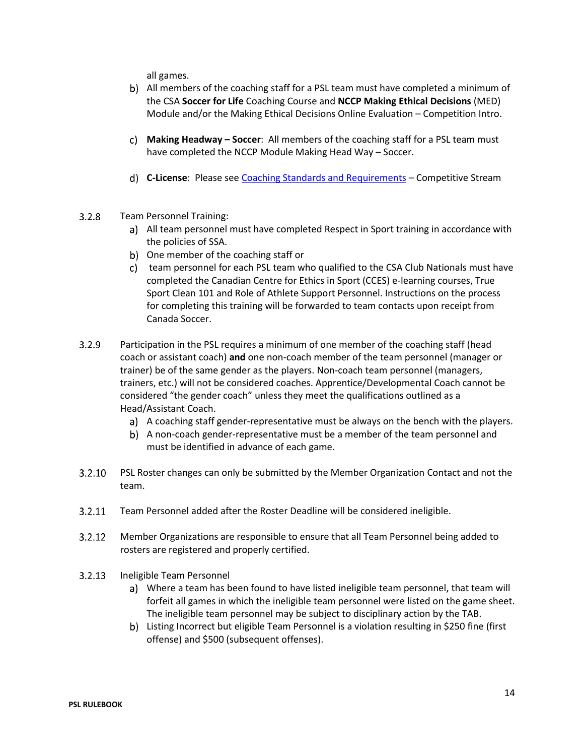all games.

b) All members of the coaching staff for a PSL team must have completed a minimum of the CSA **Soccer for Life** Coaching Course and **NCCP Making Ethical Decisions** (MED) Module and/or the Making Ethical Decisions Online Evaluation – Competition Intro.

c) **Making Headway – Soccer**: All members of the coaching staff for a PSL team must have completed the NCCP Module Making Head Way – Soccer.

d) **C-License**: Please see [Coaching Standards and Requirements]() – Competitive Stream

3.2.8 Team Personnel Training:

a) All team personnel must have completed Respect in Sport training in accordance with the policies of SSA.

b) One member of the coaching staff or

c) team personnel for each PSL team who qualified to the CSA Club Nationals must have completed the Canadian Centre for Ethics in Sport (CCES) e-learning courses, True Sport Clean 101 and Role of Athlete Support Personnel. Instructions on the process for completing this training will be forwarded to team contacts upon receipt from Canada Soccer.

3.2.9 Participation in the PSL requires a minimum of one member of the coaching staff (head coach or assistant coach) **and** one non-coach member of the team personnel (manager or trainer) be of the same gender as the players. Non-coach team personnel (managers, trainers, etc.) will not be considered coaches. Apprentice/Developmental Coach cannot be considered "the gender coach" unless they meet the qualifications outlined as a Head/Assistant Coach.

a) A coaching staff gender-representative must be always on the bench with the players.

b) A non-coach gender-representative must be a member of the team personnel and must be identified in advance of each game.

3.2.10 PSL Roster changes can only be submitted by the Member Organization Contact and not the team.

3.2.11 Team Personnel added after the Roster Deadline will be considered ineligible.

3.2.12 Member Organizations are responsible to ensure that all Team Personnel being added to rosters are registered and properly certified.

3.2.13 Ineligible Team Personnel

a) Where a team has been found to have listed ineligible team personnel, that team will forfeit all games in which the ineligible team personnel were listed on the game sheet. The ineligible team personnel may be subject to disciplinary action by the TAB.

b) Listing Incorrect but eligible Team Personnel is a violation resulting in $250 fine (first offense) and $500 (subsequent offenses).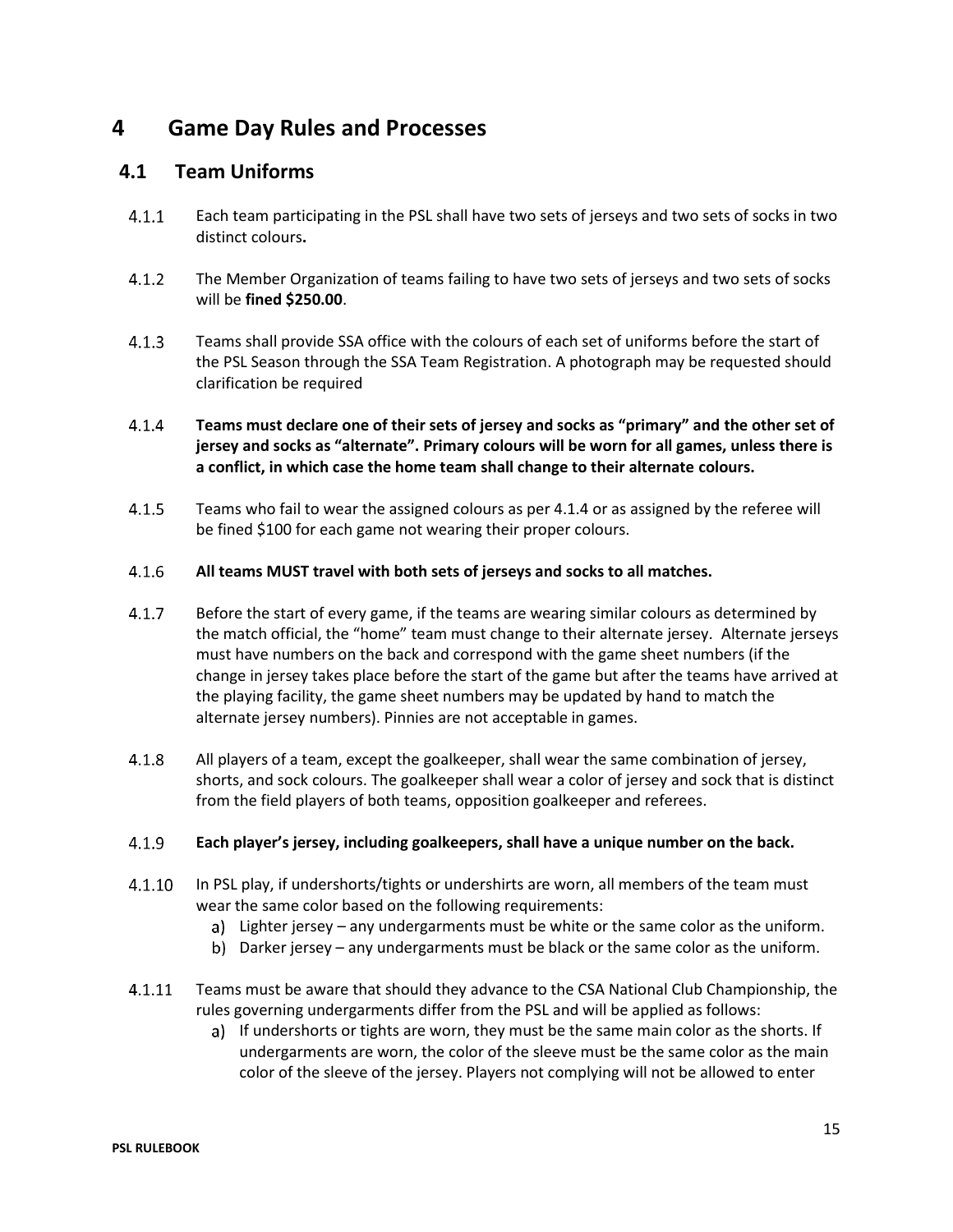# 4 Game Day Rules and Processes

## 4.1 Team Uniforms

4.1.1 Each team participating in the PSL shall have two sets of jerseys and two sets of socks in two distinct colours**.**

4.1.2 The Member Organization of teams failing to have two sets of jerseys and two sets of socks will be **fined $250.00**.

4.1.3 Teams shall provide SSA office with the colours of each set of uniforms before the start of the PSL Season through the SSA Team Registration. A photograph may be requested should clarification be required

4.1.4 **Teams must declare one of their sets of jersey and socks as "primary" and the other set of jersey and socks as "alternate". Primary colours will be worn for all games, unless there is a conflict, in which case the home team shall change to their alternate colours.**

4.1.5 Teams who fail to wear the assigned colours as per 4.1.4 or as assigned by the referee will be fined $100 for each game not wearing their proper colours.

4.1.6 **All teams MUST travel with both sets of jerseys and socks to all matches.**

4.1.7 Before the start of every game, if the teams are wearing similar colours as determined by the match official, the "home" team must change to their alternate jersey. Alternate jerseys must have numbers on the back and correspond with the game sheet numbers (if the change in jersey takes place before the start of the game but after the teams have arrived at the playing facility, the game sheet numbers may be updated by hand to match the alternate jersey numbers). Pinnies are not acceptable in games.

4.1.8 All players of a team, except the goalkeeper, shall wear the same combination of jersey, shorts, and sock colours. The goalkeeper shall wear a color of jersey and sock that is distinct from the field players of both teams, opposition goalkeeper and referees.

4.1.9 **Each player's jersey, including goalkeepers, shall have a unique number on the back.**

4.1.10 In PSL play, if undershorts/tights or undershirts are worn, all members of the team must wear the same color based on the following requirements:

a) Lighter jersey – any undergarments must be white or the same color as the uniform.
b) Darker jersey – any undergarments must be black or the same color as the uniform.

4.1.11 Teams must be aware that should they advance to the CSA National Club Championship, the rules governing undergarments differ from the PSL and will be applied as follows:

a) If undershorts or tights are worn, they must be the same main color as the shorts. If undergarments are worn, the color of the sleeve must be the same color as the main color of the sleeve of the jersey. Players not complying will not be allowed to enter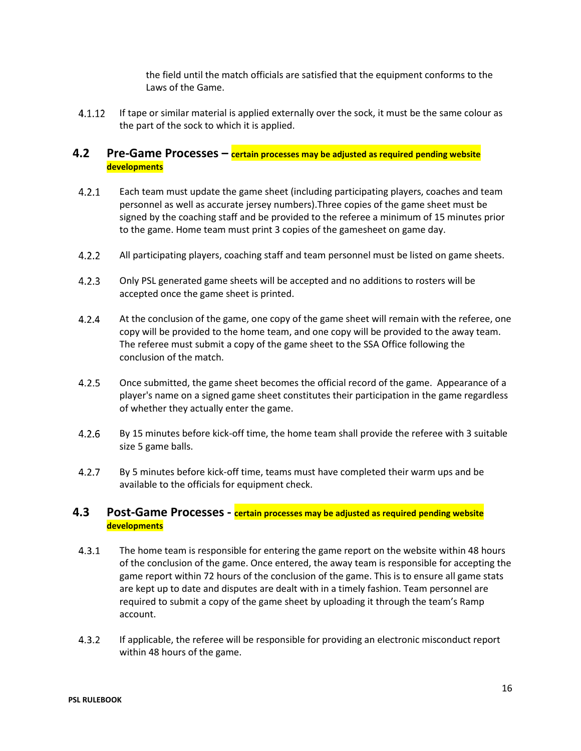the field until the match officials are satisfied that the equipment conforms to the Laws of the Game.

4.1.12 If tape or similar material is applied externally over the sock, it must be the same colour as the part of the sock to which it is applied.

## 4.2 Pre-Game Processes – **certain processes may be adjusted as required pending website developments**

4.2.1 Each team must update the game sheet (including participating players, coaches and team personnel as well as accurate jersey numbers).Three copies of the game sheet must be signed by the coaching staff and be provided to the referee a minimum of 15 minutes prior to the game. Home team must print 3 copies of the gamesheet on game day.

4.2.2 All participating players, coaching staff and team personnel must be listed on game sheets.

4.2.3 Only PSL generated game sheets will be accepted and no additions to rosters will be accepted once the game sheet is printed.

4.2.4 At the conclusion of the game, one copy of the game sheet will remain with the referee, one copy will be provided to the home team, and one copy will be provided to the away team. The referee must submit a copy of the game sheet to the SSA Office following the conclusion of the match.

4.2.5 Once submitted, the game sheet becomes the official record of the game. Appearance of a player's name on a signed game sheet constitutes their participation in the game regardless of whether they actually enter the game.

4.2.6 By 15 minutes before kick-off time, the home team shall provide the referee with 3 suitable size 5 game balls.

4.2.7 By 5 minutes before kick-off time, teams must have completed their warm ups and be available to the officials for equipment check.

## 4.3 Post-Game Processes - **certain processes may be adjusted as required pending website developments**

4.3.1 The home team is responsible for entering the game report on the website within 48 hours of the conclusion of the game. Once entered, the away team is responsible for accepting the game report within 72 hours of the conclusion of the game. This is to ensure all game stats are kept up to date and disputes are dealt with in a timely fashion. Team personnel are required to submit a copy of the game sheet by uploading it through the team's Ramp account.

4.3.2 If applicable, the referee will be responsible for providing an electronic misconduct report within 48 hours of the game.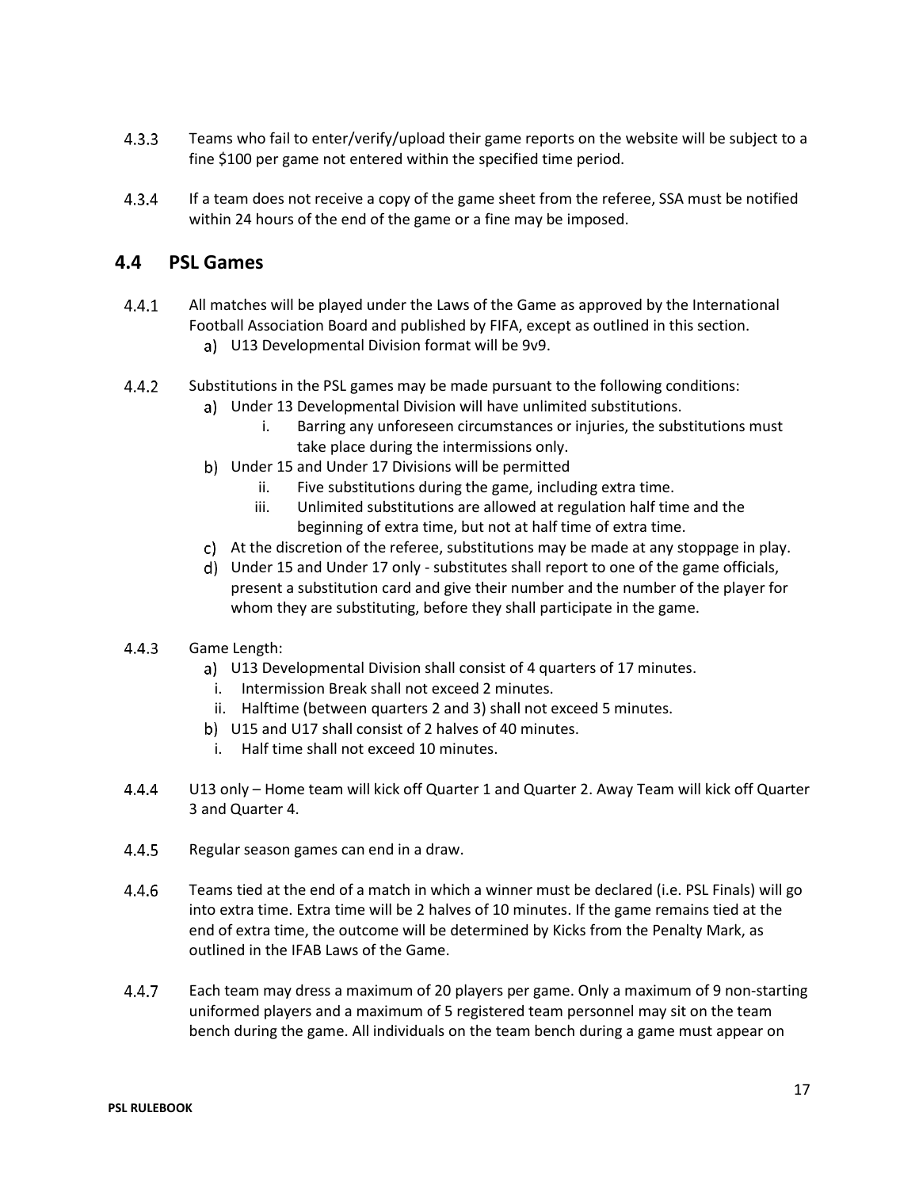4.3.3 Teams who fail to enter/verify/upload their game reports on the website will be subject to a fine $100 per game not entered within the specified time period.

4.3.4 If a team does not receive a copy of the game sheet from the referee, SSA must be notified within 24 hours of the end of the game or a fine may be imposed.

## 4.4 PSL Games

4.4.1 All matches will be played under the Laws of the Game as approved by the International Football Association Board and published by FIFA, except as outlined in this section.

a) U13 Developmental Division format will be 9v9.

4.4.2 Substitutions in the PSL games may be made pursuant to the following conditions:

a) Under 13 Developmental Division will have unlimited substitutions.
   i. Barring any unforeseen circumstances or injuries, the substitutions must take place during the intermissions only.

b) Under 15 and Under 17 Divisions will be permitted
   ii. Five substitutions during the game, including extra time.
   iii. Unlimited substitutions are allowed at regulation half time and the beginning of extra time, but not at half time of extra time.

c) At the discretion of the referee, substitutions may be made at any stoppage in play.

d) Under 15 and Under 17 only - substitutes shall report to one of the game officials, present a substitution card and give their number and the number of the player for whom they are substituting, before they shall participate in the game.

4.4.3 Game Length:

a) U13 Developmental Division shall consist of 4 quarters of 17 minutes.
   i. Intermission Break shall not exceed 2 minutes.
   ii. Halftime (between quarters 2 and 3) shall not exceed 5 minutes.

b) U15 and U17 shall consist of 2 halves of 40 minutes.
   i. Half time shall not exceed 10 minutes.

4.4.4 U13 only – Home team will kick off Quarter 1 and Quarter 2. Away Team will kick off Quarter 3 and Quarter 4.

4.4.5 Regular season games can end in a draw.

4.4.6 Teams tied at the end of a match in which a winner must be declared (i.e. PSL Finals) will go into extra time. Extra time will be 2 halves of 10 minutes. If the game remains tied at the end of extra time, the outcome will be determined by Kicks from the Penalty Mark, as outlined in the IFAB Laws of the Game.

4.4.7 Each team may dress a maximum of 20 players per game. Only a maximum of 9 non-starting uniformed players and a maximum of 5 registered team personnel may sit on the team bench during the game. All individuals on the team bench during a game must appear on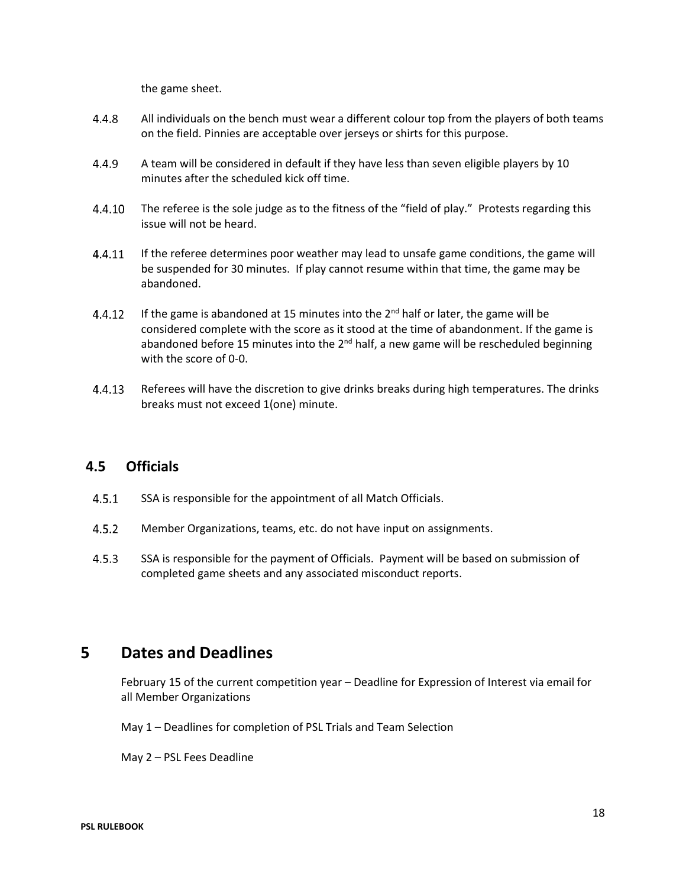the game sheet.

4.4.8 All individuals on the bench must wear a different colour top from the players of both teams on the field. Pinnies are acceptable over jerseys or shirts for this purpose.

4.4.9 A team will be considered in default if they have less than seven eligible players by 10 minutes after the scheduled kick off time.

4.4.10 The referee is the sole judge as to the fitness of the “field of play.” Protests regarding this issue will not be heard.

4.4.11 If the referee determines poor weather may lead to unsafe game conditions, the game will be suspended for 30 minutes. If play cannot resume within that time, the game may be abandoned.

4.4.12 If the game is abandoned at 15 minutes into the 2nd half or later, the game will be considered complete with the score as it stood at the time of abandonment. If the game is abandoned before 15 minutes into the 2nd half, a new game will be rescheduled beginning with the score of 0-0.

4.4.13 Referees will have the discretion to give drinks breaks during high temperatures. The drinks breaks must not exceed 1(one) minute.

## 4.5 Officials

4.5.1 SSA is responsible for the appointment of all Match Officials.

4.5.2 Member Organizations, teams, etc. do not have input on assignments.

4.5.3 SSA is responsible for the payment of Officials. Payment will be based on submission of completed game sheets and any associated misconduct reports.

# 5 Dates and Deadlines

February 15 of the current competition year – Deadline for Expression of Interest via email for all Member Organizations

May 1 – Deadlines for completion of PSL Trials and Team Selection

May 2 – PSL Fees Deadline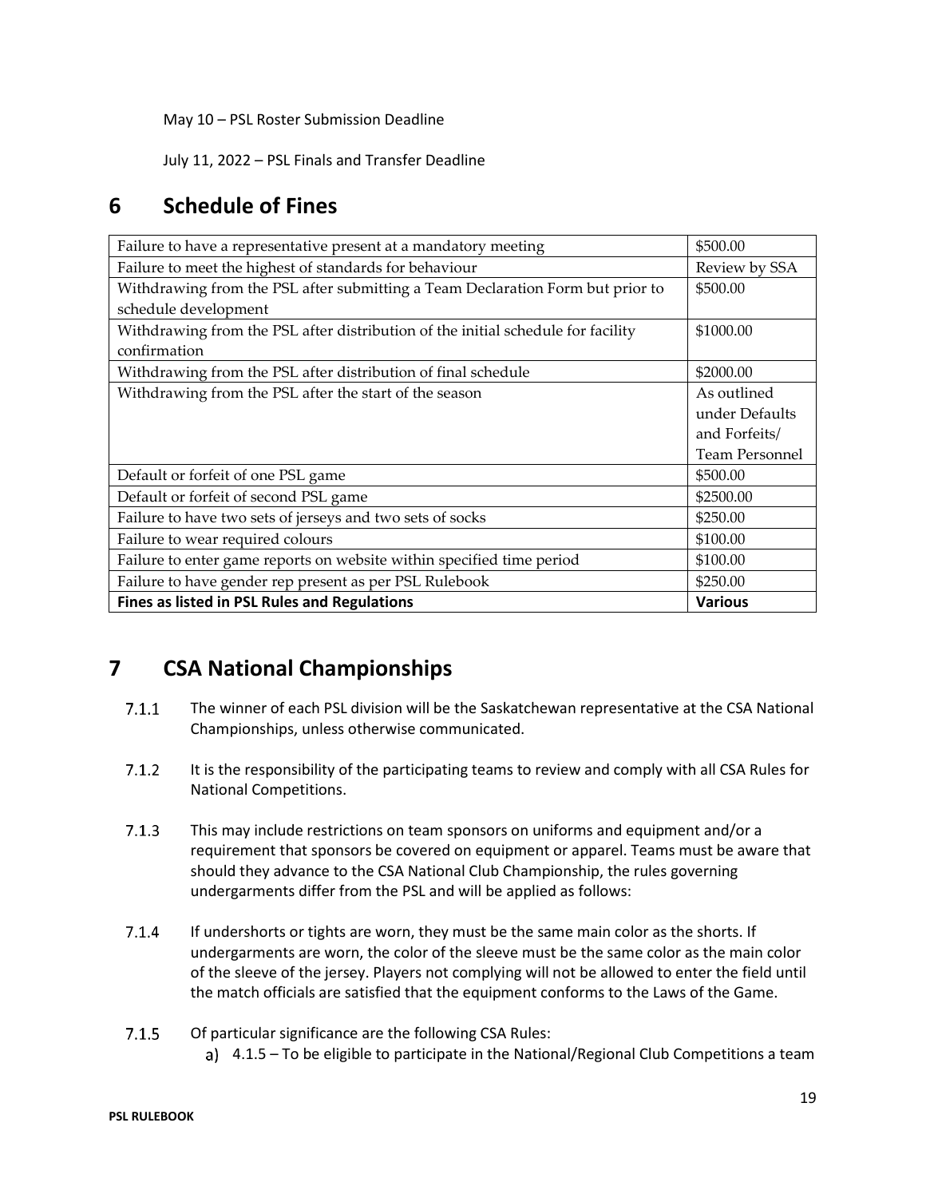May 10 – PSL Roster Submission Deadline

July 11, 2022 – PSL Finals and Transfer Deadline

# 6 Schedule of Fines

| | |
|---|---|
| Failure to have a representative present at a mandatory meeting | $500.00 |
| Failure to meet the highest of standards for behaviour | Review by SSA |
| Withdrawing from the PSL after submitting a Team Declaration Form but prior to schedule development | $500.00 |
| Withdrawing from the PSL after distribution of the initial schedule for facility confirmation | $1000.00 |
| Withdrawing from the PSL after distribution of final schedule | $2000.00 |
| Withdrawing from the PSL after the start of the season | As outlined under Defaults and Forfeits/ Team Personnel |
| Default or forfeit of one PSL game | $500.00 |
| Default or forfeit of second PSL game | $2500.00 |
| Failure to have two sets of jerseys and two sets of socks | $250.00 |
| Failure to wear required colours | $100.00 |
| Failure to enter game reports on website within specified time period | $100.00 |
| Failure to have gender rep present as per PSL Rulebook | $250.00 |
| **Fines as listed in PSL Rules and Regulations** | **Various** |

# 7 CSA National Championships

7.1.1 The winner of each PSL division will be the Saskatchewan representative at the CSA National Championships, unless otherwise communicated.

7.1.2 It is the responsibility of the participating teams to review and comply with all CSA Rules for National Competitions.

7.1.3 This may include restrictions on team sponsors on uniforms and equipment and/or a requirement that sponsors be covered on equipment or apparel. Teams must be aware that should they advance to the CSA National Club Championship, the rules governing undergarments differ from the PSL and will be applied as follows:

7.1.4 If undershorts or tights are worn, they must be the same main color as the shorts. If undergarments are worn, the color of the sleeve must be the same color as the main color of the sleeve of the jersey. Players not complying will not be allowed to enter the field until the match officials are satisfied that the equipment conforms to the Laws of the Game.

7.1.5 Of particular significance are the following CSA Rules:

a) 4.1.5 – To be eligible to participate in the National/Regional Club Competitions a team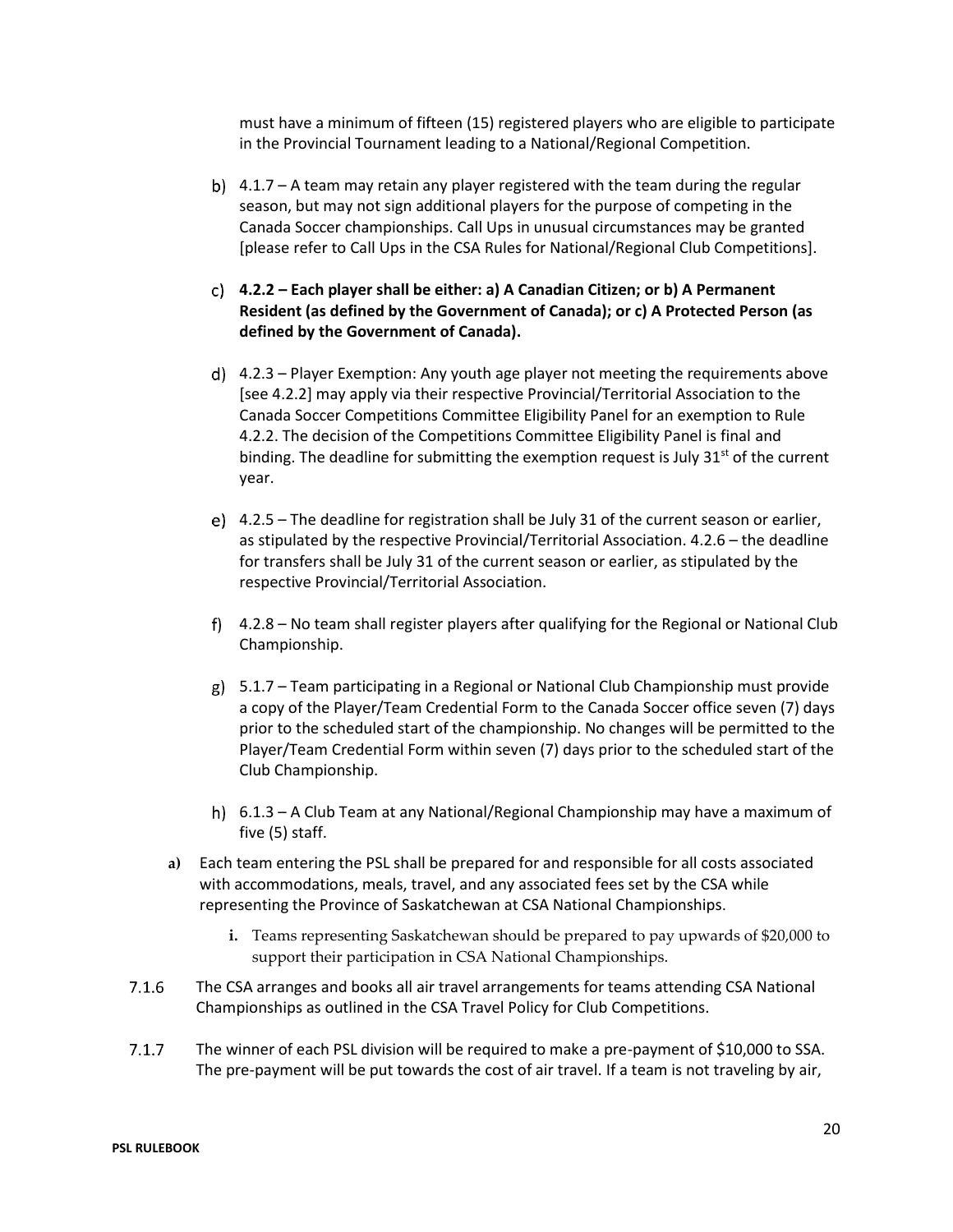must have a minimum of fifteen (15) registered players who are eligible to participate in the Provincial Tournament leading to a National/Regional Competition.

b) 4.1.7 – A team may retain any player registered with the team during the regular season, but may not sign additional players for the purpose of competing in the Canada Soccer championships. Call Ups in unusual circumstances may be granted [please refer to Call Ups in the CSA Rules for National/Regional Club Competitions].

c) **4.2.2 – Each player shall be either: a) A Canadian Citizen; or b) A Permanent Resident (as defined by the Government of Canada); or c) A Protected Person (as defined by the Government of Canada).**

d) 4.2.3 – Player Exemption: Any youth age player not meeting the requirements above [see 4.2.2] may apply via their respective Provincial/Territorial Association to the Canada Soccer Competitions Committee Eligibility Panel for an exemption to Rule 4.2.2. The decision of the Competitions Committee Eligibility Panel is final and binding. The deadline for submitting the exemption request is July 31st of the current year.

e) 4.2.5 – The deadline for registration shall be July 31 of the current season or earlier, as stipulated by the respective Provincial/Territorial Association. 4.2.6 – the deadline for transfers shall be July 31 of the current season or earlier, as stipulated by the respective Provincial/Territorial Association.

f) 4.2.8 – No team shall register players after qualifying for the Regional or National Club Championship.

g) 5.1.7 – Team participating in a Regional or National Club Championship must provide a copy of the Player/Team Credential Form to the Canada Soccer office seven (7) days prior to the scheduled start of the championship. No changes will be permitted to the Player/Team Credential Form within seven (7) days prior to the scheduled start of the Club Championship.

h) 6.1.3 – A Club Team at any National/Regional Championship may have a maximum of five (5) staff.

**a)** Each team entering the PSL shall be prepared for and responsible for all costs associated with accommodations, meals, travel, and any associated fees set by the CSA while representing the Province of Saskatchewan at CSA National Championships.

**i.** Teams representing Saskatchewan should be prepared to pay upwards of $20,000 to support their participation in CSA National Championships.

7.1.6 The CSA arranges and books all air travel arrangements for teams attending CSA National Championships as outlined in the CSA Travel Policy for Club Competitions.

7.1.7 The winner of each PSL division will be required to make a pre-payment of $10,000 to SSA. The pre-payment will be put towards the cost of air travel. If a team is not traveling by air,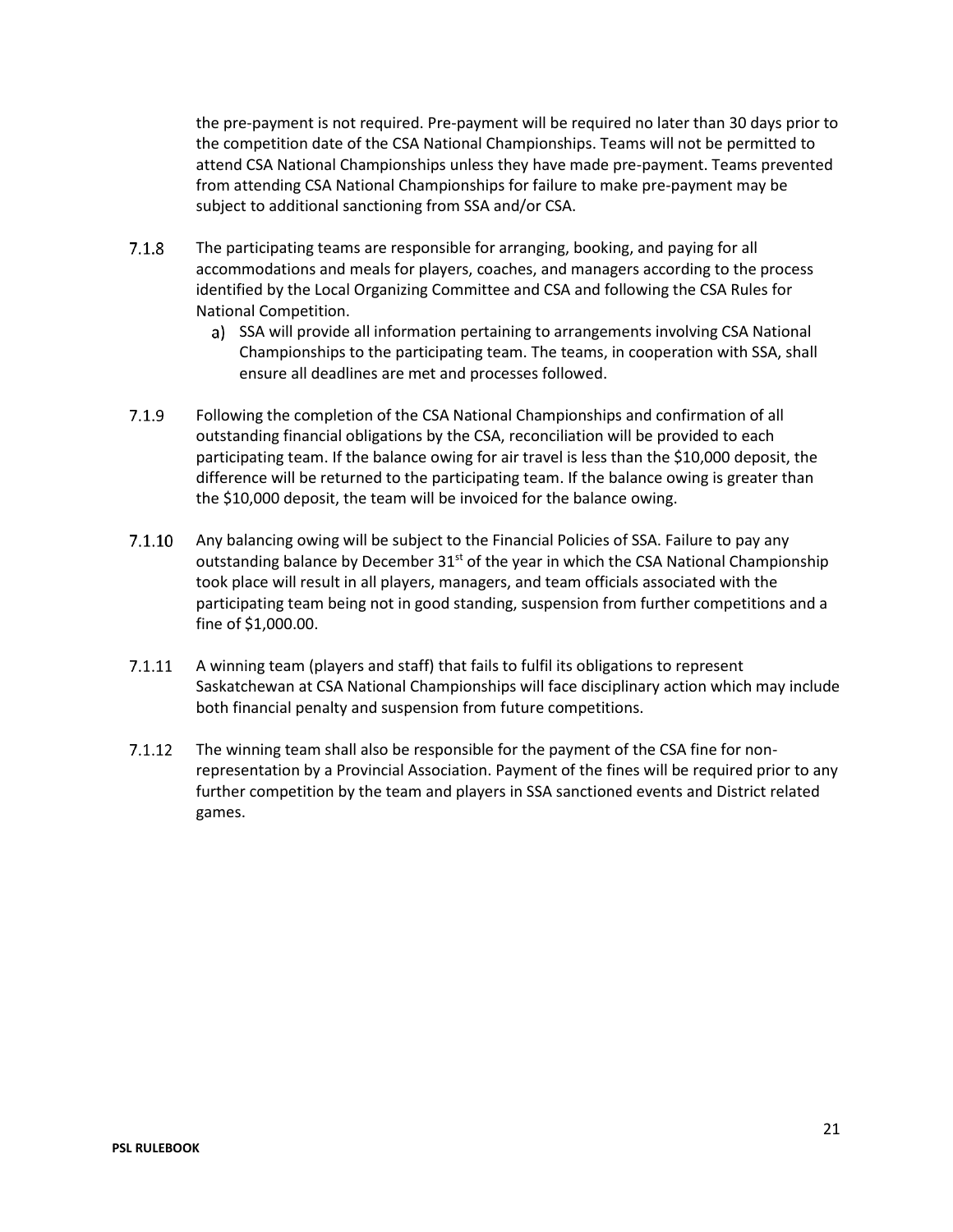the pre-payment is not required. Pre-payment will be required no later than 30 days prior to the competition date of the CSA National Championships. Teams will not be permitted to attend CSA National Championships unless they have made pre-payment. Teams prevented from attending CSA National Championships for failure to make pre-payment may be subject to additional sanctioning from SSA and/or CSA.

7.1.8 The participating teams are responsible for arranging, booking, and paying for all accommodations and meals for players, coaches, and managers according to the process identified by the Local Organizing Committee and CSA and following the CSA Rules for National Competition.

a) SSA will provide all information pertaining to arrangements involving CSA National Championships to the participating team. The teams, in cooperation with SSA, shall ensure all deadlines are met and processes followed.

7.1.9 Following the completion of the CSA National Championships and confirmation of all outstanding financial obligations by the CSA, reconciliation will be provided to each participating team. If the balance owing for air travel is less than the $10,000 deposit, the difference will be returned to the participating team. If the balance owing is greater than the $10,000 deposit, the team will be invoiced for the balance owing.

7.1.10 Any balancing owing will be subject to the Financial Policies of SSA. Failure to pay any outstanding balance by December 31st of the year in which the CSA National Championship took place will result in all players, managers, and team officials associated with the participating team being not in good standing, suspension from further competitions and a fine of $1,000.00.

7.1.11 A winning team (players and staff) that fails to fulfil its obligations to represent Saskatchewan at CSA National Championships will face disciplinary action which may include both financial penalty and suspension from future competitions.

7.1.12 The winning team shall also be responsible for the payment of the CSA fine for non-representation by a Provincial Association. Payment of the fines will be required prior to any further competition by the team and players in SSA sanctioned events and District related games.